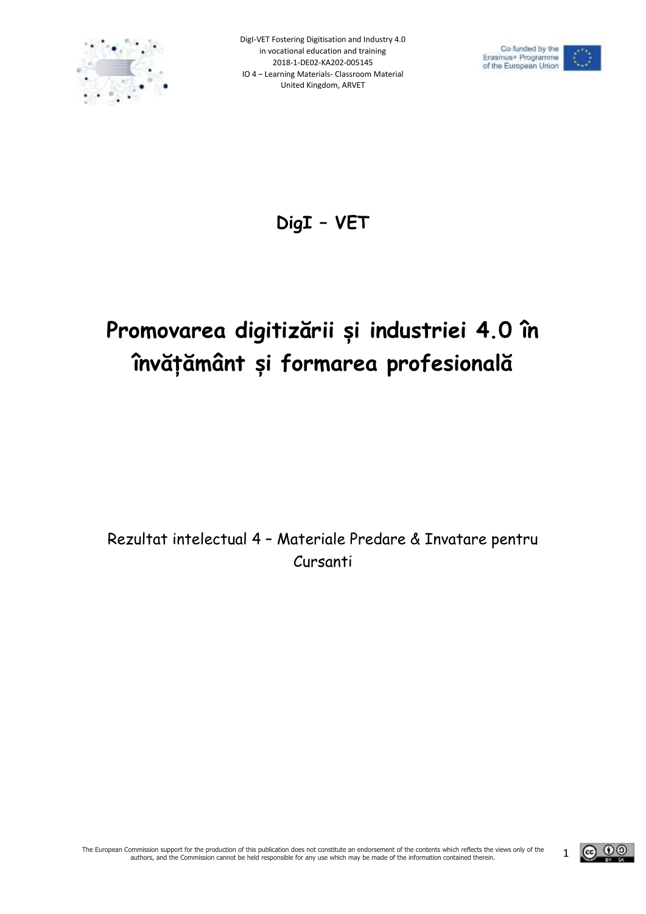# DigI – VET

# Promovarea digitizării și industriei 4.0 în învățământ și formarea profesională

Rezultat intelectual 4 – Materiale Predare & Invatare pentru Cursanti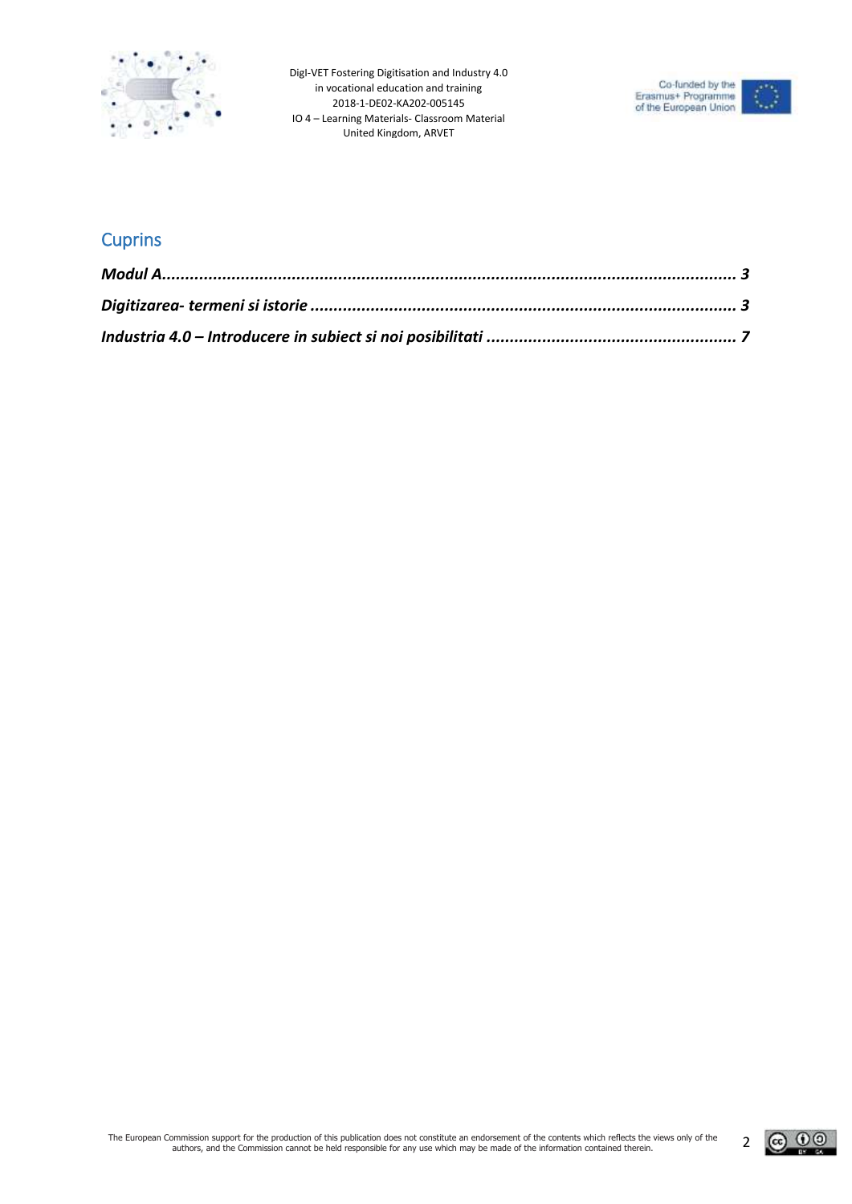## Cuprins

***Modul A........................................................................................................................ 3***

***Digitizarea- termeni si istorie ...................................................................................... 3***

***Industria 4.0 – Introducere in subiect si noi posibilitati .................................................... 7***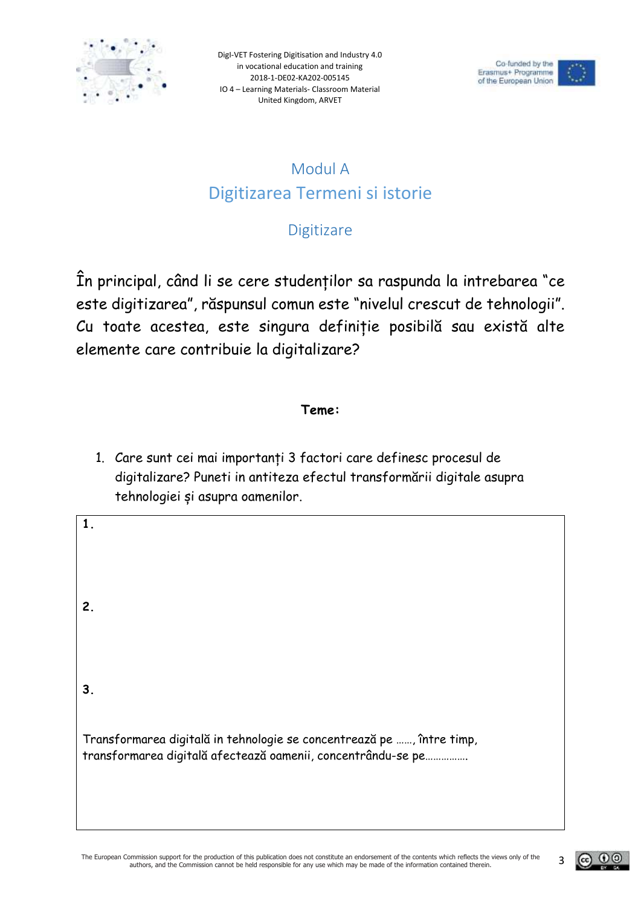# Modul A
# Digitizarea Termeni si istorie

## Digitizare

În principal, când li se cere studenților sa raspunda la intrebarea "ce este digitizarea", răspunsul comun este "nivelul crescut de tehnologii". Cu toate acestea, este singura definiție posibilă sau există alte elemente care contribuie la digitalizare?

**Teme:**

1. Care sunt cei mai importanți 3 factori care definesc procesul de digitalizare? Puneti in antiteza efectul transformării digitale asupra tehnologiei și asupra oamenilor.

**1.**

**2.**

**3.**

Transformarea digitală in tehnologie se concentrează pe ……, între timp, transformarea digitală afectează oamenii, concentrându-se pe…………….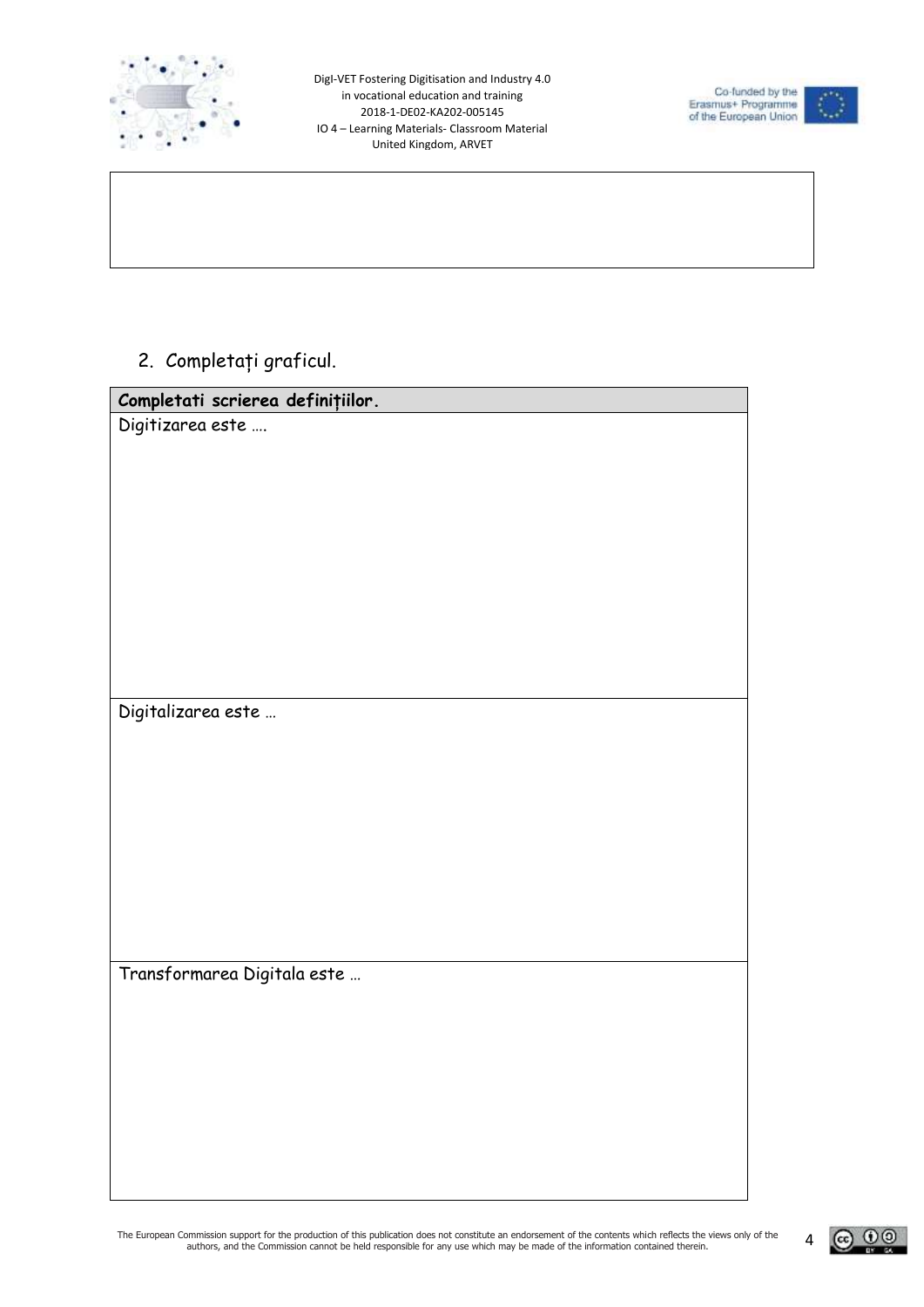2. Completați graficul.

| Completati scrierea definițiilor. |
|---|
| Digitizarea este …. |
| Digitalizarea este … |
| Transformarea Digitala este … |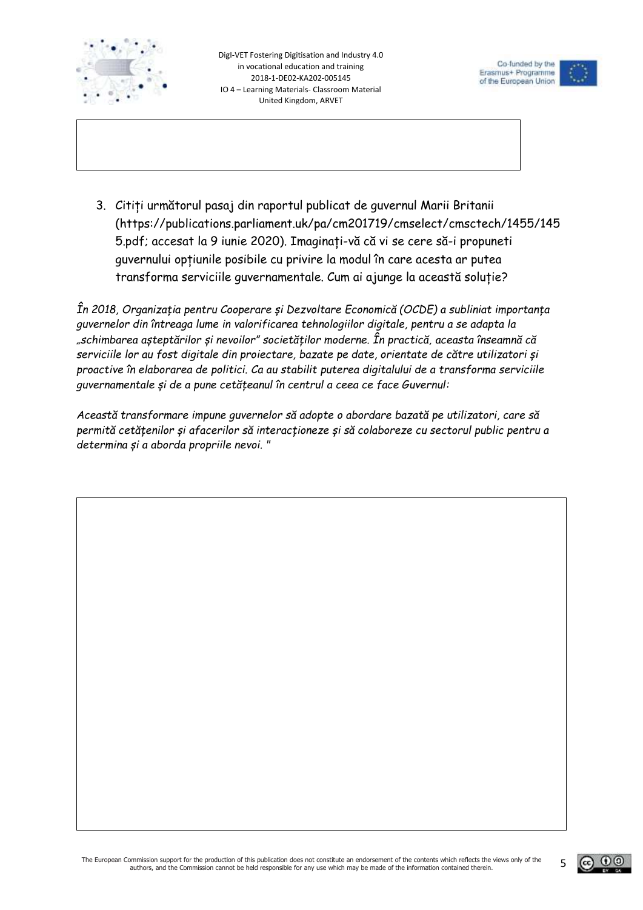3. Citiți următorul pasaj din raportul publicat de guvernul Marii Britanii (https://publications.parliament.uk/pa/cm201719/cmselect/cmsctech/1455/1455.pdf; accesat la 9 iunie 2020). Imaginați-vă că vi se cere să-i propuneti guvernului opțiunile posibile cu privire la modul în care acesta ar putea transforma serviciile guvernamentale. Cum ai ajunge la această soluție?

*În 2018, Organizația pentru Cooperare și Dezvoltare Economică (OCDE) a subliniat importanța guvernelor din întreaga lume in valorificarea tehnologiilor digitale, pentru a se adapta la „schimbarea așteptărilor și nevoilor” societăților moderne. În practică, aceasta înseamnă că serviciile lor au fost digitale din proiectare, bazate pe date, orientate de către utilizatori și proactive în elaborarea de politici. Ca au stabilit puterea digitalului de a transforma serviciile guvernamentale și de a pune cetățeanul în centrul a ceea ce face Guvernul:*

*Această transformare impune guvernelor să adopte o abordare bazată pe utilizatori, care să permită cetățenilor și afacerilor să interacționeze și să colaboreze cu sectorul public pentru a determina și a aborda propriile nevoi. "*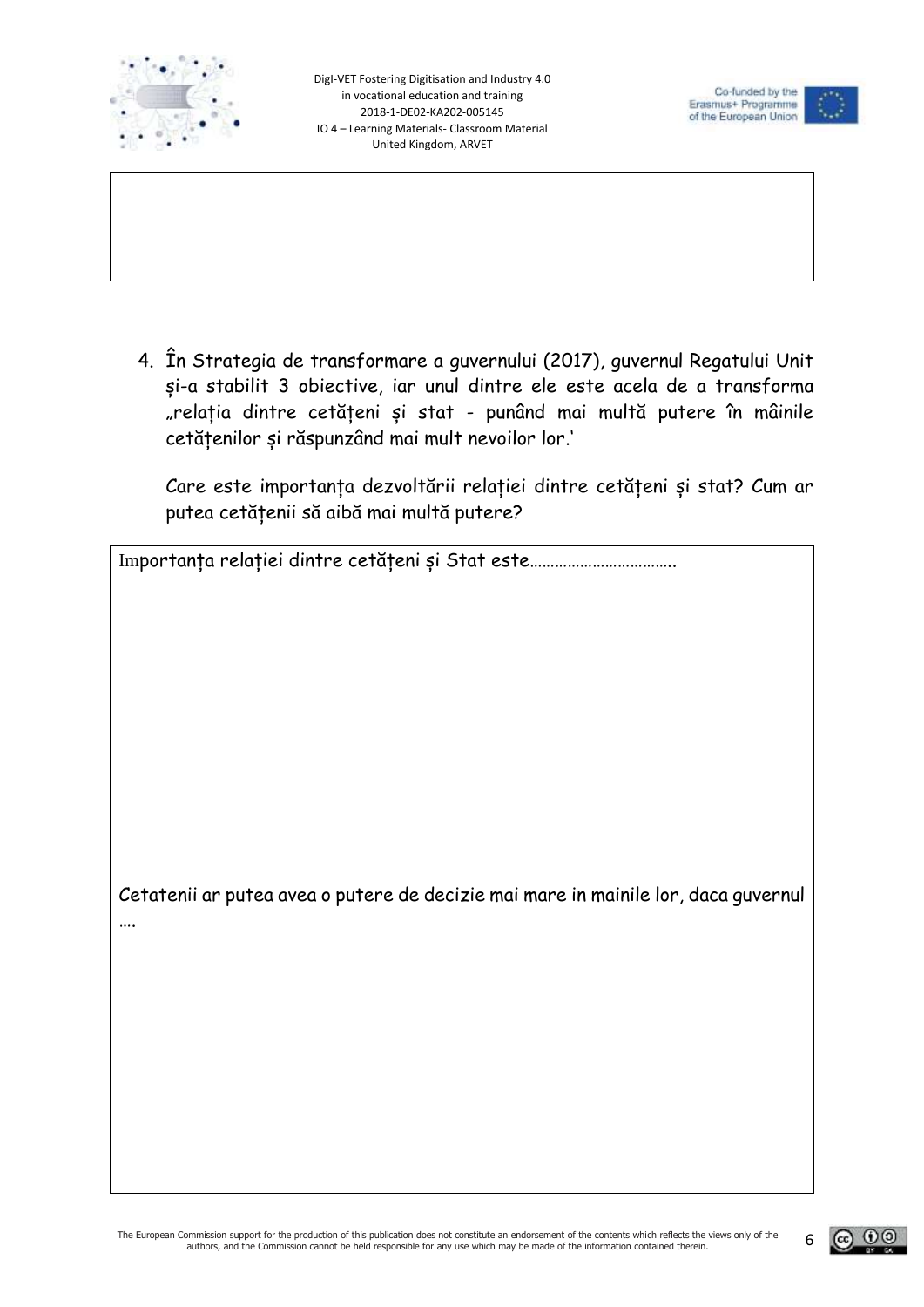4. În Strategia de transformare a guvernului (2017), guvernul Regatului Unit și-a stabilit 3 obiective, iar unul dintre ele este acela de a transforma „relația dintre cetățeni și stat - punând mai multă putere în mâinile cetățenilor și răspunzând mai mult nevoilor lor.'

   Care este importanța dezvoltării relației dintre cetățeni și stat? Cum ar putea cetățenii să aibă mai multă putere?

Importanța relației dintre cetățeni și Stat este…………………………….

Cetatenii ar putea avea o putere de decizie mai mare in mainile lor, daca guvernul ….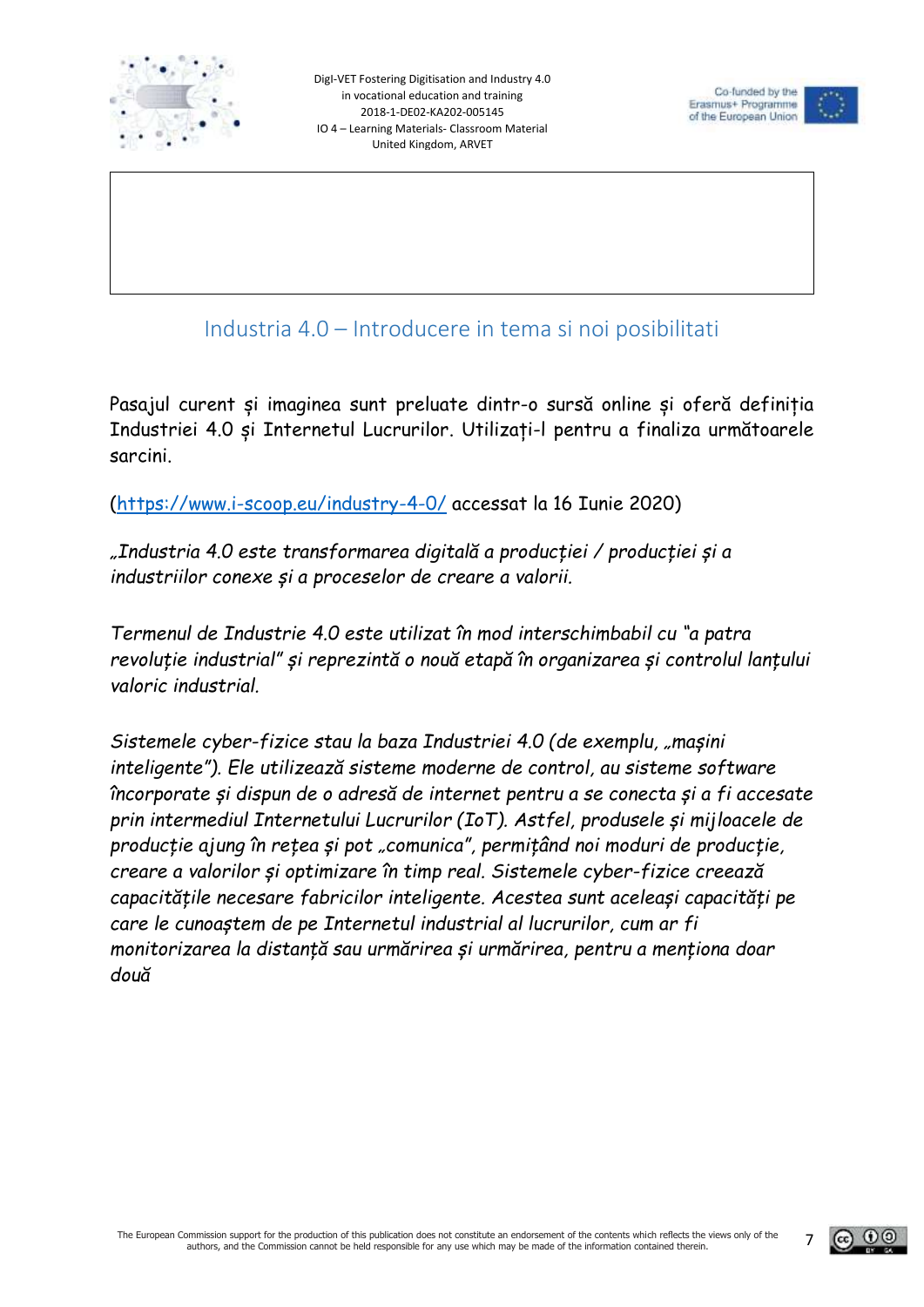## Industria 4.0 – Introducere in tema si noi posibilitati

Pasajul curent și imaginea sunt preluate dintr-o sursă online și oferă definiția Industriei 4.0 și Internetul Lucrurilor. Utilizați-l pentru a finaliza următoarele sarcini.

(https://www.i-scoop.eu/industry-4-0/ accessat la 16 Iunie 2020)

*„Industria 4.0 este transformarea digitală a producției / producției și a industriilor conexe și a proceselor de creare a valorii.*

*Termenul de Industrie 4.0 este utilizat în mod interschimbabil cu "a patra revoluție industrial" și reprezintă o nouă etapă în organizarea și controlul lanțului valoric industrial.*

*Sistemele cyber-fizice stau la baza Industriei 4.0 (de exemplu, „mașini inteligente"). Ele utilizează sisteme moderne de control, au sisteme software încorporate și dispun de o adresă de internet pentru a se conecta și a fi accesate prin intermediul Internetului Lucrurilor (IoT). Astfel, produsele și mijloacele de producție ajung în rețea și pot „comunica", permițând noi moduri de producție, creare a valorilor și optimizare în timp real. Sistemele cyber-fizice creează capacitățile necesare fabricilor inteligente. Acestea sunt aceleași capacități pe care le cunoaștem de pe Internetul industrial al lucrurilor, cum ar fi monitorizarea la distanță sau urmărirea și urmărirea, pentru a menționa doar două*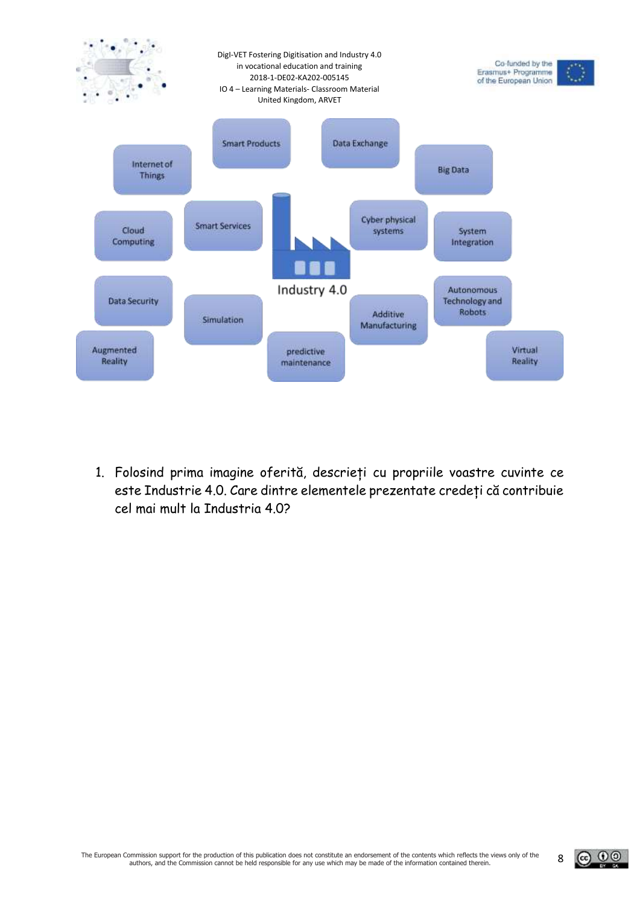Smart Products

Data Exchange

Internet of Things

Big Data

Cloud Computing

Smart Services

Cyber physical systems

System Integration

Industry 4.0

Data Security

Simulation

Additive Manufacturing

Autonomous Technology and Robots

Augmented Reality

predictive maintenance

Virtual Reality

1. Folosind prima imagine oferită, descrieți cu propriile voastre cuvinte ce este Industrie 4.0. Care dintre elementele prezentate credeți că contribuie cel mai mult la Industria 4.0?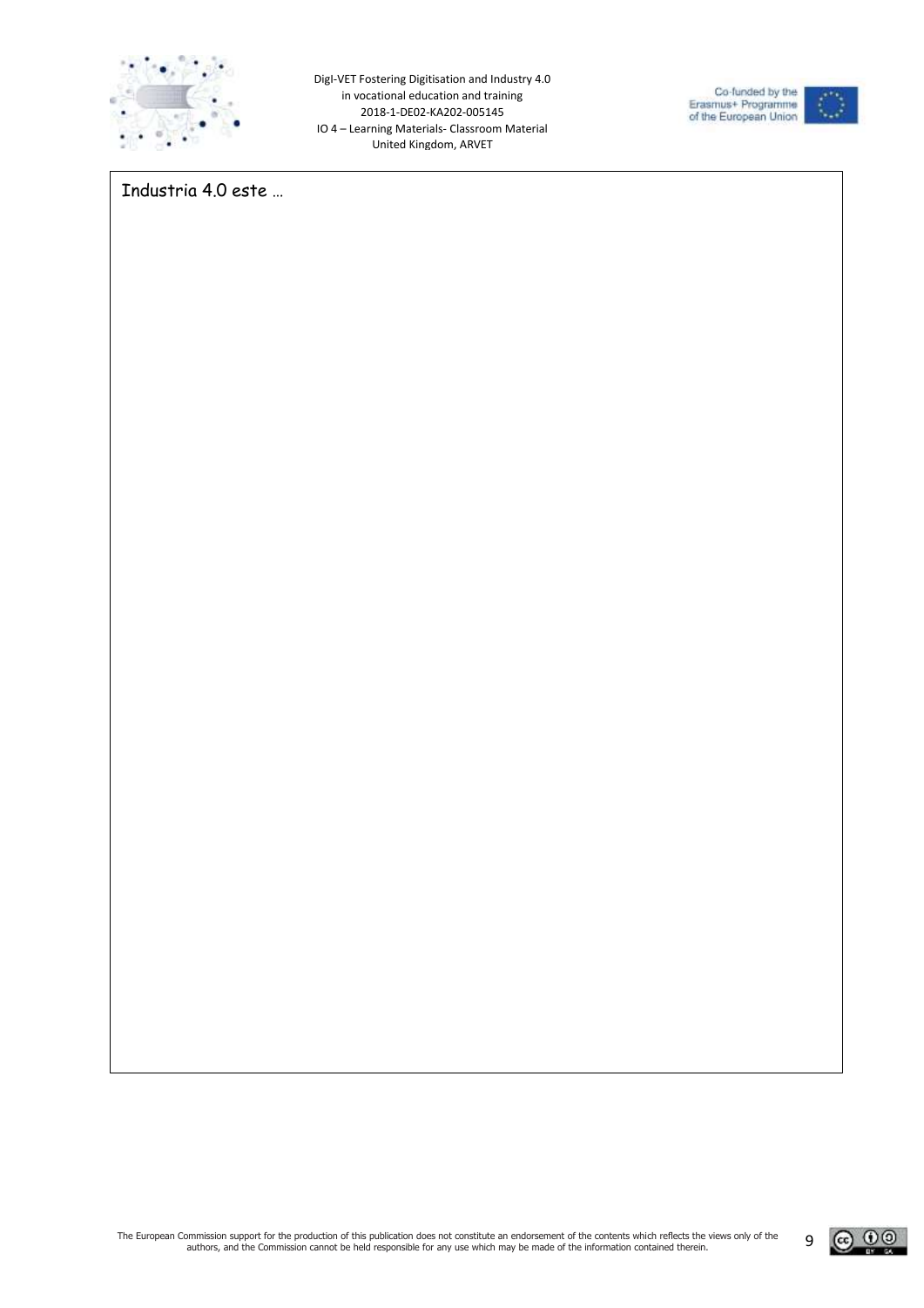Industria 4.0 este …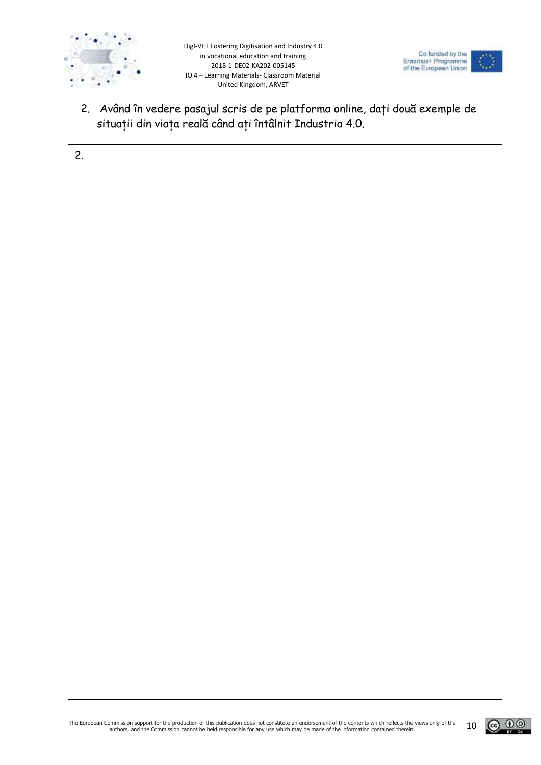2. Având în vedere pasajul scris de pe platforma online, dați două exemple de situații din viața reală când ați întâlnit Industria 4.0.

| 2. |
| --- |
| |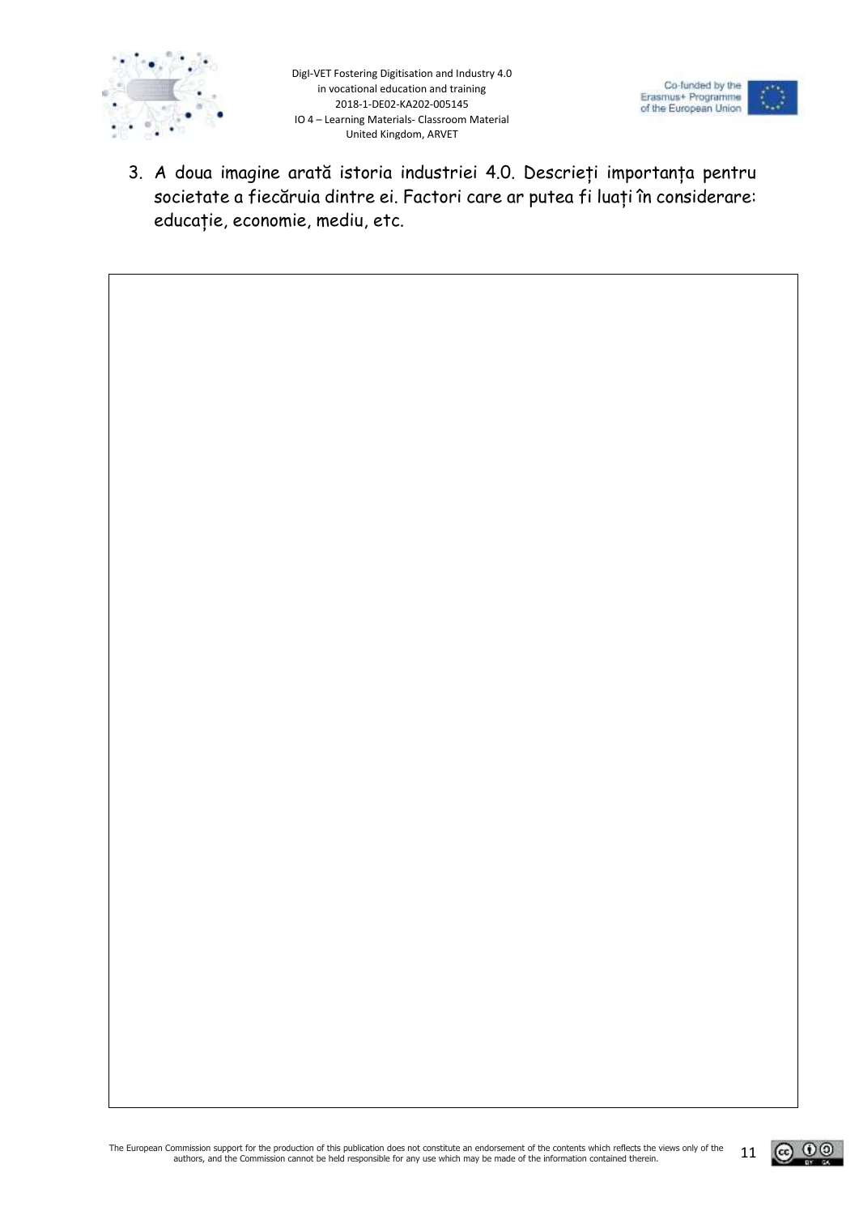3. A doua imagine arată istoria industriei 4.0. Descrieți importanța pentru societate a fiecăruia dintre ei. Factori care ar putea fi luați în considerare: educație, economie, mediu, etc.